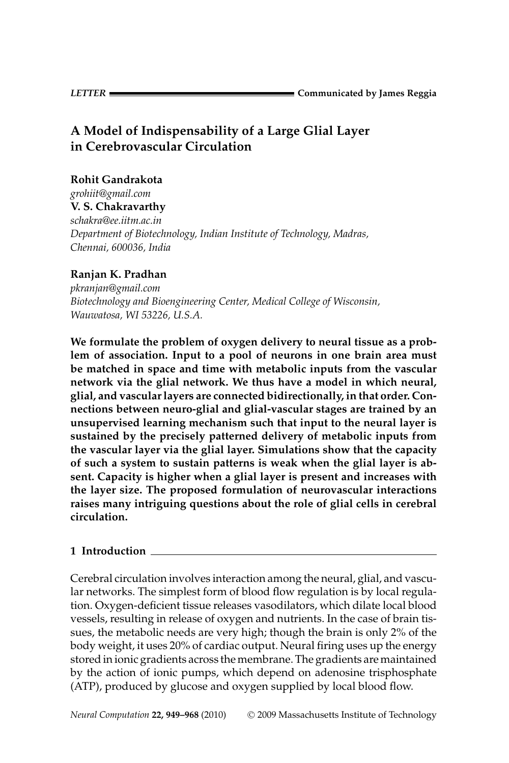LETTER Communicated by James Reggia

# A Model of Indispensability of a Large Glial Layer in Cerebrovascular Circulation

**Rohit Gandrakota**
*grohiit@gmail.com*
**V. S. Chakravarthy**
*schakra@ee.iitm.ac.in*
*Department of Biotechnology, Indian Institute of Technology, Madras, Chennai, 600036, India*

**Ranjan K. Pradhan**
*pkranjan@gmail.com*
*Biotechnology and Bioengineering Center, Medical College of Wisconsin, Wauwatosa, WI 53226, U.S.A.*

**We formulate the problem of oxygen delivery to neural tissue as a problem of association. Input to a pool of neurons in one brain area must be matched in space and time with metabolic inputs from the vascular network via the glial network. We thus have a model in which neural, glial, and vascular layers are connected bidirectionally, in that order. Connections between neuro-glial and glial-vascular stages are trained by an unsupervised learning mechanism such that input to the neural layer is sustained by the precisely patterned delivery of metabolic inputs from the vascular layer via the glial layer. Simulations show that the capacity of such a system to sustain patterns is weak when the glial layer is absent. Capacity is higher when a glial layer is present and increases with the layer size. The proposed formulation of neurovascular interactions raises many intriguing questions about the role of glial cells in cerebral circulation.**

## 1 Introduction

Cerebral circulation involves interaction among the neural, glial, and vascular networks. The simplest form of blood flow regulation is by local regulation. Oxygen-deficient tissue releases vasodilators, which dilate local blood vessels, resulting in release of oxygen and nutrients. In the case of brain tissues, the metabolic needs are very high; though the brain is only 2% of the body weight, it uses 20% of cardiac output. Neural firing uses up the energy stored in ionic gradients across the membrane. The gradients are maintained by the action of ionic pumps, which depend on adenosine trisphosphate (ATP), produced by glucose and oxygen supplied by local blood flow.

*Neural Computation* **22, 949–968** (2010) © 2009 Massachusetts Institute of Technology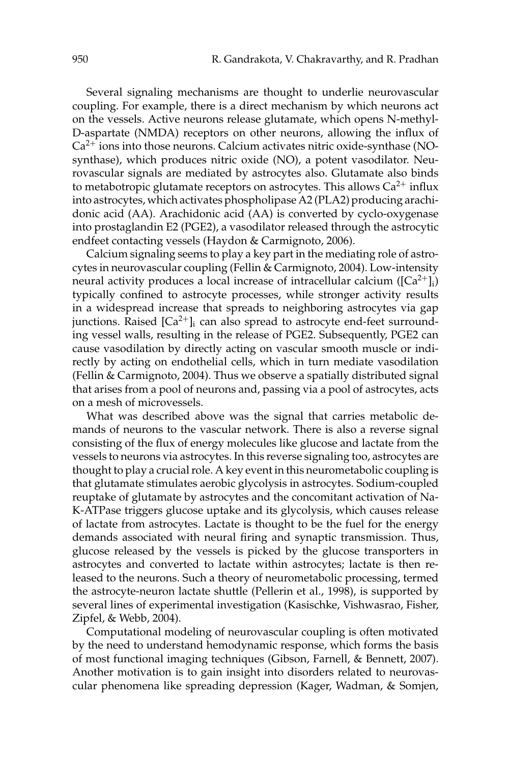Several signaling mechanisms are thought to underlie neurovascular coupling. For example, there is a direct mechanism by which neurons act on the vessels. Active neurons release glutamate, which opens N-methyl-D-aspartate (NMDA) receptors on other neurons, allowing the influx of $Ca^{2+}$ ions into those neurons. Calcium activates nitric oxide-synthase (NO-synthase), which produces nitric oxide (NO), a potent vasodilator. Neurovascular signals are mediated by astrocytes also. Glutamate also binds to metabotropic glutamate receptors on astrocytes. This allows $Ca^{2+}$ influx into astrocytes, which activates phospholipase A2 (PLA2) producing arachidonic acid (AA). Arachidonic acid (AA) is converted by cyclo-oxygenase into prostaglandin E2 (PGE2), a vasodilator released through the astrocytic endfeet contacting vessels (Haydon & Carmignoto, 2006).

Calcium signaling seems to play a key part in the mediating role of astrocytes in neurovascular coupling (Fellin & Carmignoto, 2004). Low-intensity neural activity produces a local increase of intracellular calcium ($[Ca^{2+}]_i$) typically confined to astrocyte processes, while stronger activity results in a widespread increase that spreads to neighboring astrocytes via gap junctions. Raised $[Ca^{2+}]_i$ can also spread to astrocyte end-feet surrounding vessel walls, resulting in the release of PGE2. Subsequently, PGE2 can cause vasodilation by directly acting on vascular smooth muscle or indirectly by acting on endothelial cells, which in turn mediate vasodilation (Fellin & Carmignoto, 2004). Thus we observe a spatially distributed signal that arises from a pool of neurons and, passing via a pool of astrocytes, acts on a mesh of microvessels.

What was described above was the signal that carries metabolic demands of neurons to the vascular network. There is also a reverse signal consisting of the flux of energy molecules like glucose and lactate from the vessels to neurons via astrocytes. In this reverse signaling too, astrocytes are thought to play a crucial role. A key event in this neurometabolic coupling is that glutamate stimulates aerobic glycolysis in astrocytes. Sodium-coupled reuptake of glutamate by astrocytes and the concomitant activation of Na-K-ATPase triggers glucose uptake and its glycolysis, which causes release of lactate from astrocytes. Lactate is thought to be the fuel for the energy demands associated with neural firing and synaptic transmission. Thus, glucose released by the vessels is picked by the glucose transporters in astrocytes and converted to lactate within astrocytes; lactate is then released to the neurons. Such a theory of neurometabolic processing, termed the astrocyte-neuron lactate shuttle (Pellerin et al., 1998), is supported by several lines of experimental investigation (Kasischke, Vishwasrao, Fisher, Zipfel, & Webb, 2004).

Computational modeling of neurovascular coupling is often motivated by the need to understand hemodynamic response, which forms the basis of most functional imaging techniques (Gibson, Farnell, & Bennett, 2007). Another motivation is to gain insight into disorders related to neurovascular phenomena like spreading depression (Kager, Wadman, & Somjen,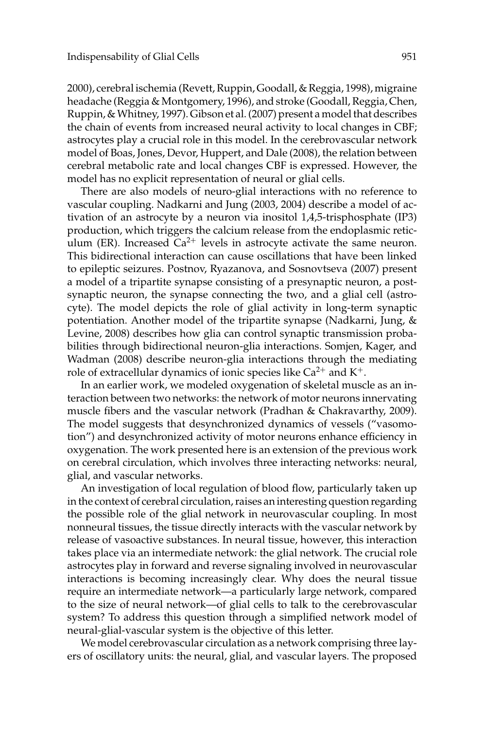2000), cerebral ischemia (Revett, Ruppin, Goodall, & Reggia, 1998), migraine headache (Reggia & Montgomery, 1996), and stroke (Goodall, Reggia, Chen, Ruppin, & Whitney, 1997). Gibson et al. (2007) present a model that describes the chain of events from increased neural activity to local changes in CBF; astrocytes play a crucial role in this model. In the cerebrovascular network model of Boas, Jones, Devor, Huppert, and Dale (2008), the relation between cerebral metabolic rate and local changes CBF is expressed. However, the model has no explicit representation of neural or glial cells.

There are also models of neuro-glial interactions with no reference to vascular coupling. Nadkarni and Jung (2003, 2004) describe a model of activation of an astrocyte by a neuron via inositol 1,4,5-trisphosphate (IP3) production, which triggers the calcium release from the endoplasmic reticulum (ER). Increased $Ca^{2+}$ levels in astrocyte activate the same neuron. This bidirectional interaction can cause oscillations that have been linked to epileptic seizures. Postnov, Ryazanova, and Sosnovtseva (2007) present a model of a tripartite synapse consisting of a presynaptic neuron, a postsynaptic neuron, the synapse connecting the two, and a glial cell (astrocyte). The model depicts the role of glial activity in long-term synaptic potentiation. Another model of the tripartite synapse (Nadkarni, Jung, & Levine, 2008) describes how glia can control synaptic transmission probabilities through bidirectional neuron-glia interactions. Somjen, Kager, and Wadman (2008) describe neuron-glia interactions through the mediating role of extracellular dynamics of ionic species like $Ca^{2+}$ and $K^{+}$.

In an earlier work, we modeled oxygenation of skeletal muscle as an interaction between two networks: the network of motor neurons innervating muscle fibers and the vascular network (Pradhan & Chakravarthy, 2009). The model suggests that desynchronized dynamics of vessels ("vasomotion") and desynchronized activity of motor neurons enhance efficiency in oxygenation. The work presented here is an extension of the previous work on cerebral circulation, which involves three interacting networks: neural, glial, and vascular networks.

An investigation of local regulation of blood flow, particularly taken up in the context of cerebral circulation, raises an interesting question regarding the possible role of the glial network in neurovascular coupling. In most nonneural tissues, the tissue directly interacts with the vascular network by release of vasoactive substances. In neural tissue, however, this interaction takes place via an intermediate network: the glial network. The crucial role astrocytes play in forward and reverse signaling involved in neurovascular interactions is becoming increasingly clear. Why does the neural tissue require an intermediate network—a particularly large network, compared to the size of neural network—of glial cells to talk to the cerebrovascular system? To address this question through a simplified network model of neural-glial-vascular system is the objective of this letter.

We model cerebrovascular circulation as a network comprising three layers of oscillatory units: the neural, glial, and vascular layers. The proposed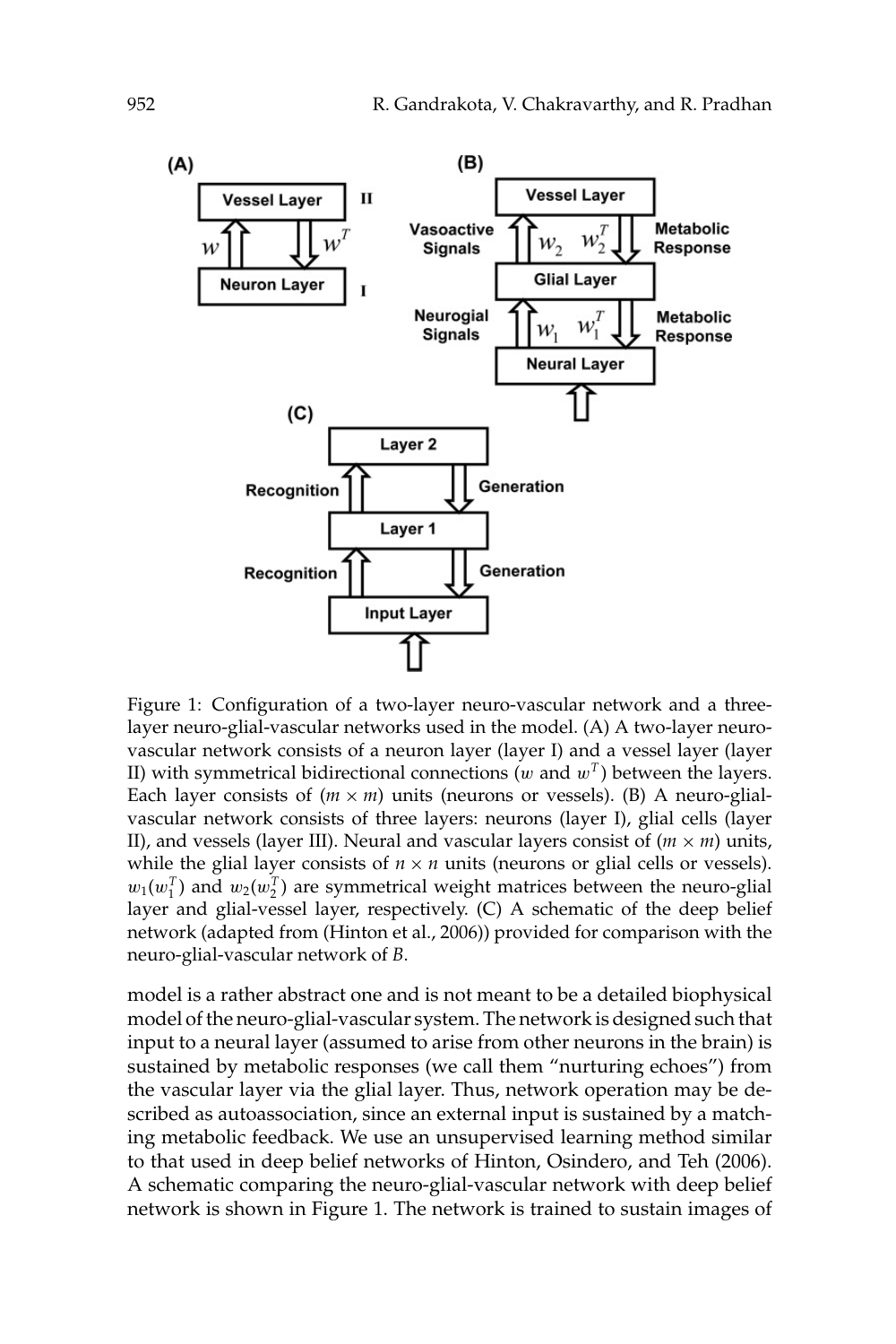Figure 1: Configuration of a two-layer neuro-vascular network and a three-layer neuro-glial-vascular networks used in the model. (A) A two-layer neuro-vascular network consists of a neuron layer (layer I) and a vessel layer (layer II) with symmetrical bidirectional connections ($w$ and $w^T$) between the layers. Each layer consists of ($m \times m$) units (neurons or vessels). (B) A neuro-glial-vascular network consists of three layers: neurons (layer I), glial cells (layer II), and vessels (layer III). Neural and vascular layers consist of ($m \times m$) units, while the glial layer consists of $n \times n$ units (neurons or glial cells or vessels). $w_1(w_1^T)$ and $w_2(w_2^T)$ are symmetrical weight matrices between the neuro-glial layer and glial-vessel layer, respectively. (C) A schematic of the deep belief network (adapted from (Hinton et al., 2006)) provided for comparison with the neuro-glial-vascular network of *B*.

model is a rather abstract one and is not meant to be a detailed biophysical model of the neuro-glial-vascular system. The network is designed such that input to a neural layer (assumed to arise from other neurons in the brain) is sustained by metabolic responses (we call them "nurturing echoes") from the vascular layer via the glial layer. Thus, network operation may be described as autoassociation, since an external input is sustained by a matching metabolic feedback. We use an unsupervised learning method similar to that used in deep belief networks of Hinton, Osindero, and Teh (2006). A schematic comparing the neuro-glial-vascular network with deep belief network is shown in Figure 1. The network is trained to sustain images of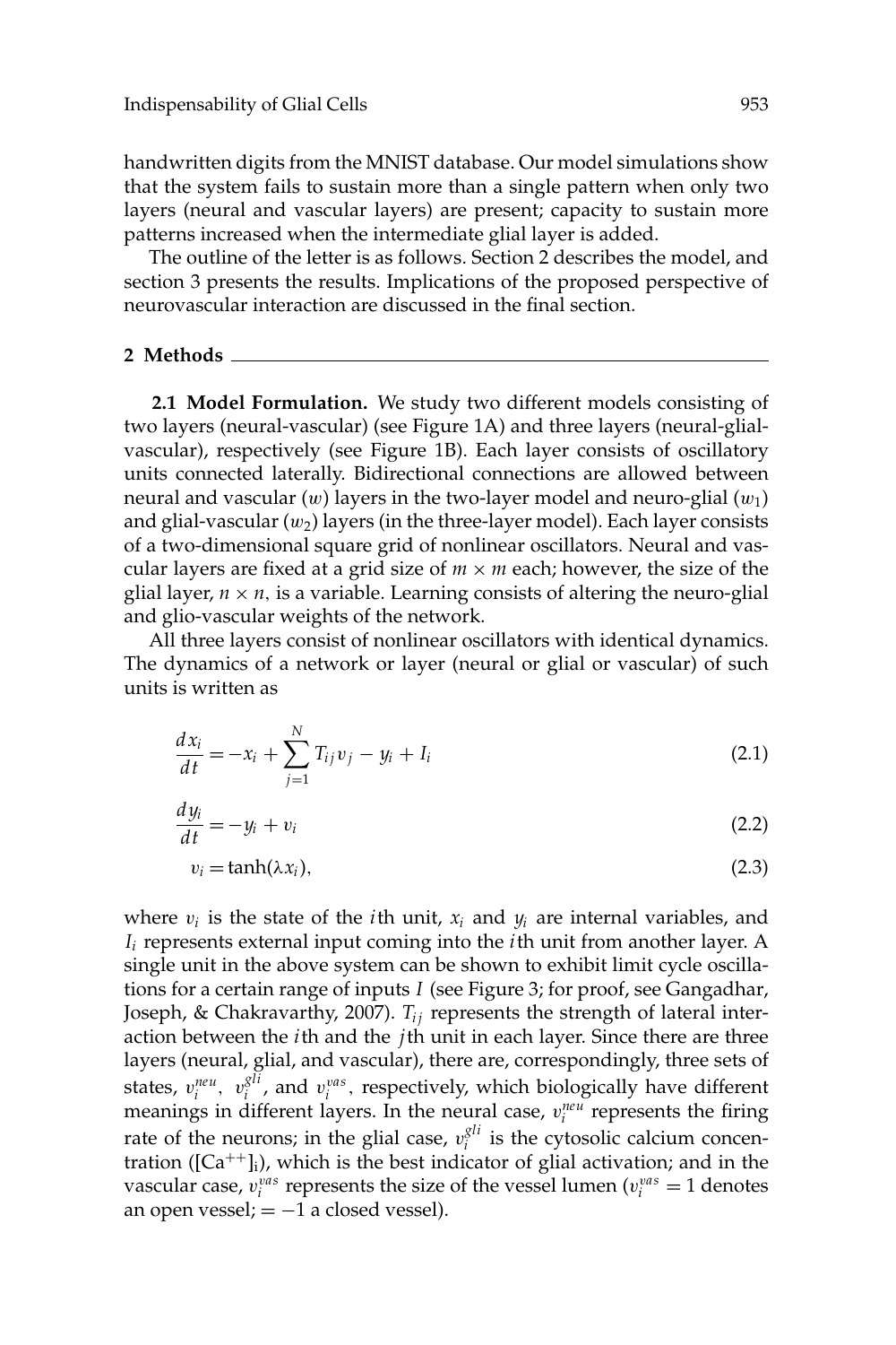handwritten digits from the MNIST database. Our model simulations show that the system fails to sustain more than a single pattern when only two layers (neural and vascular layers) are present; capacity to sustain more patterns increased when the intermediate glial layer is added.

The outline of the letter is as follows. Section 2 describes the model, and section 3 presents the results. Implications of the proposed perspective of neurovascular interaction are discussed in the final section.

## 2 Methods

**2.1 Model Formulation.** We study two different models consisting of two layers (neural-vascular) (see Figure 1A) and three layers (neural-glial-vascular), respectively (see Figure 1B). Each layer consists of oscillatory units connected laterally. Bidirectional connections are allowed between neural and vascular ($w$) layers in the two-layer model and neuro-glial ($w_1$) and glial-vascular ($w_2$) layers (in the three-layer model). Each layer consists of a two-dimensional square grid of nonlinear oscillators. Neural and vascular layers are fixed at a grid size of $m \times m$ each; however, the size of the glial layer, $n \times n$, is a variable. Learning consists of altering the neuro-glial and glio-vascular weights of the network.

All three layers consist of nonlinear oscillators with identical dynamics. The dynamics of a network or layer (neural or glial or vascular) of such units is written as

$$\frac{dx_i}{dt} = -x_i + \sum_{j=1}^{N} T_{ij} v_j - y_i + I_i \tag{2.1}$$

$$\frac{dy_i}{dt} = -y_i + v_i \tag{2.2}$$

$$v_i = \tanh(\lambda x_i), \tag{2.3}$$

where $v_i$ is the state of the $i$th unit, $x_i$ and $y_i$ are internal variables, and $I_i$ represents external input coming into the $i$th unit from another layer. A single unit in the above system can be shown to exhibit limit cycle oscillations for a certain range of inputs $I$ (see Figure 3; for proof, see Gangadhar, Joseph, & Chakravarthy, 2007). $T_{ij}$ represents the strength of lateral interaction between the $i$th and the $j$th unit in each layer. Since there are three layers (neural, glial, and vascular), there are, correspondingly, three sets of states, $v_i^{neu}$, $v_i^{gli}$, and $v_i^{vas}$, respectively, which biologically have different meanings in different layers. In the neural case, $v_i^{neu}$ represents the firing rate of the neurons; in the glial case, $v_i^{gli}$ is the cytosolic calcium concentration ($[Ca^{++}]_i$), which is the best indicator of glial activation; and in the vascular case, $v_i^{vas}$ represents the size of the vessel lumen ($v_i^{vas} = 1$ denotes an open vessel; $= -1$ a closed vessel).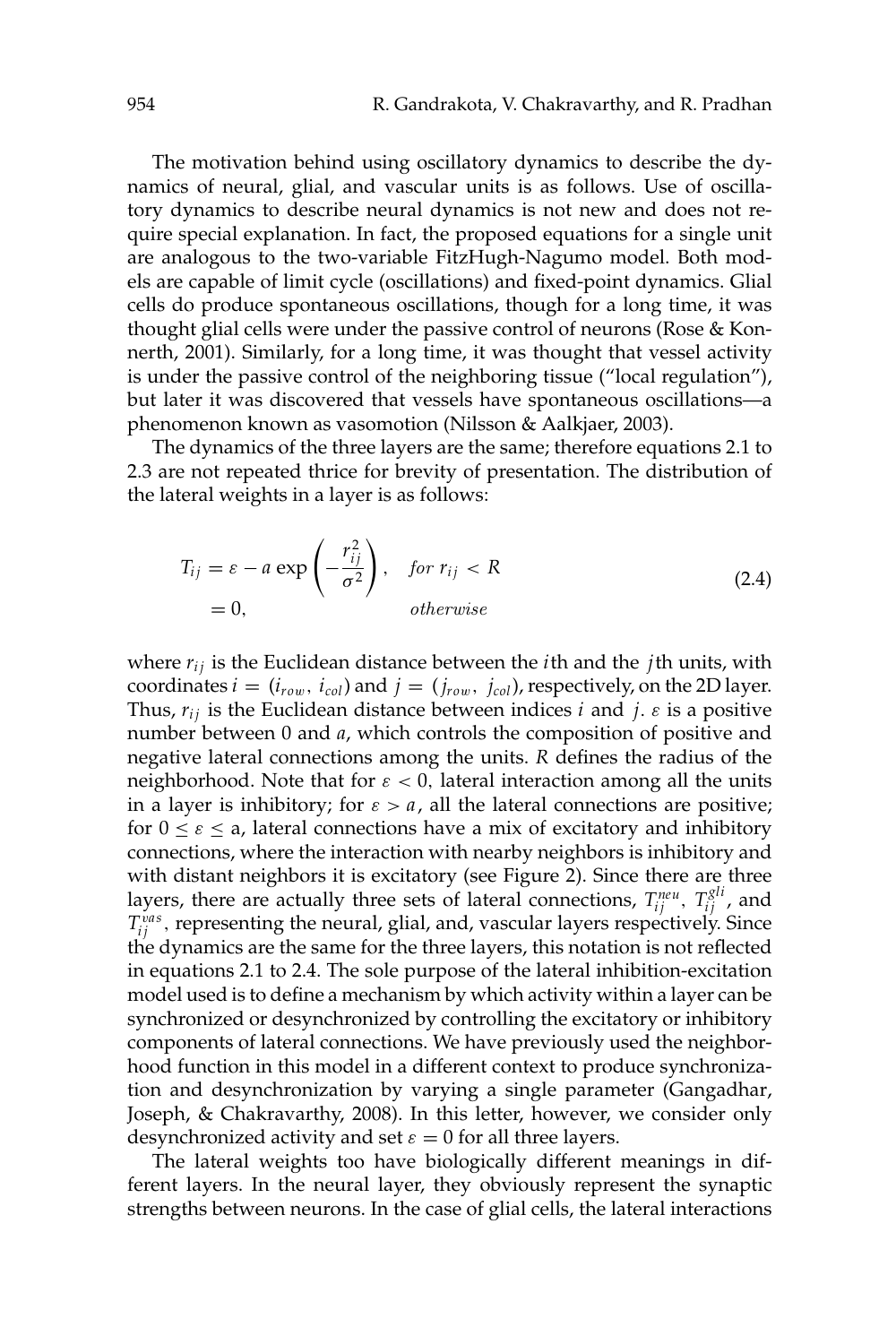The motivation behind using oscillatory dynamics to describe the dynamics of neural, glial, and vascular units is as follows. Use of oscillatory dynamics to describe neural dynamics is not new and does not require special explanation. In fact, the proposed equations for a single unit are analogous to the two-variable FitzHugh-Nagumo model. Both models are capable of limit cycle (oscillations) and fixed-point dynamics. Glial cells do produce spontaneous oscillations, though for a long time, it was thought glial cells were under the passive control of neurons (Rose & Konnerth, 2001). Similarly, for a long time, it was thought that vessel activity is under the passive control of the neighboring tissue ("local regulation"), but later it was discovered that vessels have spontaneous oscillations—a phenomenon known as vasomotion (Nilsson & Aalkjaer, 2003).

The dynamics of the three layers are the same; therefore equations 2.1 to 2.3 are not repeated thrice for brevity of presentation. The distribution of the lateral weights in a layer is as follows:

$$
\begin{aligned}
T_{ij} &= \varepsilon - a \exp\left(-\frac{r_{ij}^2}{\sigma^2}\right), \quad \text{for } r_{ij} < R \\
&= 0, \qquad\qquad\qquad\qquad\quad \text{otherwise}
\end{aligned}
\tag{2.4}
$$

where $r_{ij}$ is the Euclidean distance between the $i$th and the $j$th units, with coordinates $i = (i_{row}, i_{col})$ and $j = (j_{row}, j_{col})$, respectively, on the 2D layer. Thus, $r_{ij}$ is the Euclidean distance between indices $i$ and $j$. $\varepsilon$ is a positive number between 0 and $a$, which controls the composition of positive and negative lateral connections among the units. $R$ defines the radius of the neighborhood. Note that for $\varepsilon < 0$, lateral interaction among all the units in a layer is inhibitory; for $\varepsilon > a$, all the lateral connections are positive; for $0 \le \varepsilon \le$ a, lateral connections have a mix of excitatory and inhibitory connections, where the interaction with nearby neighbors is inhibitory and with distant neighbors it is excitatory (see Figure 2). Since there are three layers, there are actually three sets of lateral connections, $T_{ij}^{neu}$, $T_{ij}^{gli}$, and $T_{ij}^{vas}$, representing the neural, glial, and, vascular layers respectively. Since the dynamics are the same for the three layers, this notation is not reflected in equations 2.1 to 2.4. The sole purpose of the lateral inhibition-excitation model used is to define a mechanism by which activity within a layer can be synchronized or desynchronized by controlling the excitatory or inhibitory components of lateral connections. We have previously used the neighborhood function in this model in a different context to produce synchronization and desynchronization by varying a single parameter (Gangadhar, Joseph, & Chakravarthy, 2008). In this letter, however, we consider only desynchronized activity and set $\varepsilon = 0$ for all three layers.

The lateral weights too have biologically different meanings in different layers. In the neural layer, they obviously represent the synaptic strengths between neurons. In the case of glial cells, the lateral interactions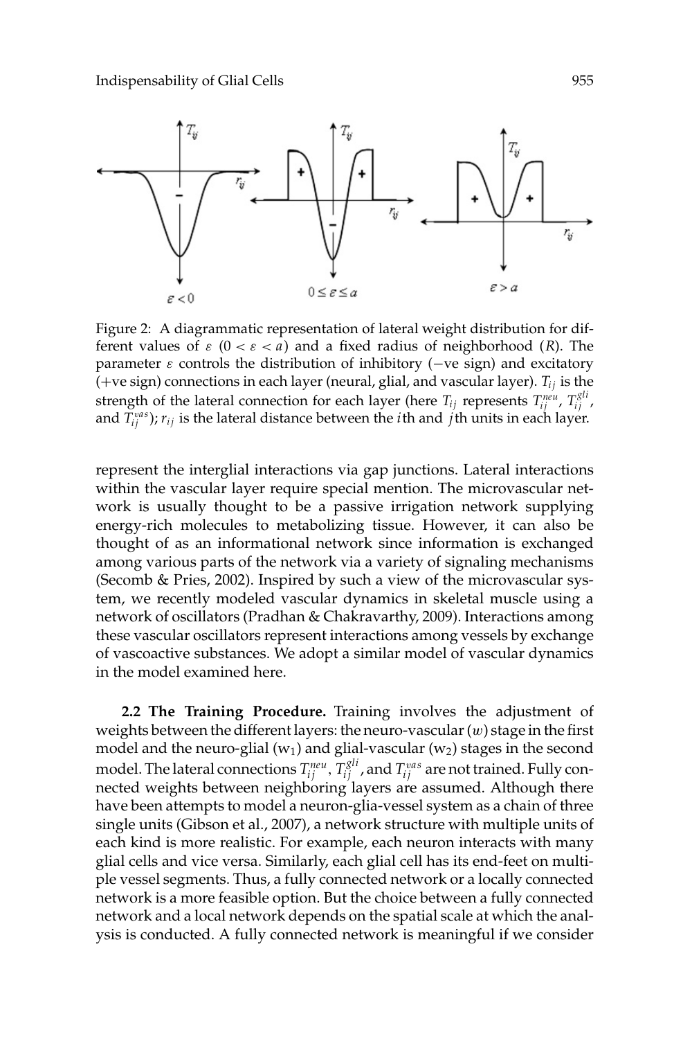Figure 2: A diagrammatic representation of lateral weight distribution for different values of $\varepsilon$ ($0 < \varepsilon < a$) and a fixed radius of neighborhood ($R$). The parameter $\varepsilon$ controls the distribution of inhibitory (−ve sign) and excitatory (+ve sign) connections in each layer (neural, glial, and vascular layer). $T_{ij}$ is the strength of the lateral connection for each layer (here $T_{ij}$ represents $T_{ij}^{neu}$, $T_{ij}^{gli}$, and $T_{ij}^{vas}$); $r_{ij}$ is the lateral distance between the $i$th and $j$th units in each layer.

represent the interglial interactions via gap junctions. Lateral interactions within the vascular layer require special mention. The microvascular network is usually thought to be a passive irrigation network supplying energy-rich molecules to metabolizing tissue. However, it can also be thought of as an informational network since information is exchanged among various parts of the network via a variety of signaling mechanisms (Secomb & Pries, 2002). Inspired by such a view of the microvascular system, we recently modeled vascular dynamics in skeletal muscle using a network of oscillators (Pradhan & Chakravarthy, 2009). Interactions among these vascular oscillators represent interactions among vessels by exchange of vascoactive substances. We adopt a similar model of vascular dynamics in the model examined here.

**2.2 The Training Procedure.** Training involves the adjustment of weights between the different layers: the neuro-vascular ($w$) stage in the first model and the neuro-glial ($w_1$) and glial-vascular ($w_2$) stages in the second model. The lateral connections $T_{ij}^{neu}$, $T_{ij}^{gli}$, and $T_{ij}^{vas}$ are not trained. Fully connected weights between neighboring layers are assumed. Although there have been attempts to model a neuron-glia-vessel system as a chain of three single units (Gibson et al., 2007), a network structure with multiple units of each kind is more realistic. For example, each neuron interacts with many glial cells and vice versa. Similarly, each glial cell has its end-feet on multiple vessel segments. Thus, a fully connected network or a locally connected network is a more feasible option. But the choice between a fully connected network and a local network depends on the spatial scale at which the analysis is conducted. A fully connected network is meaningful if we consider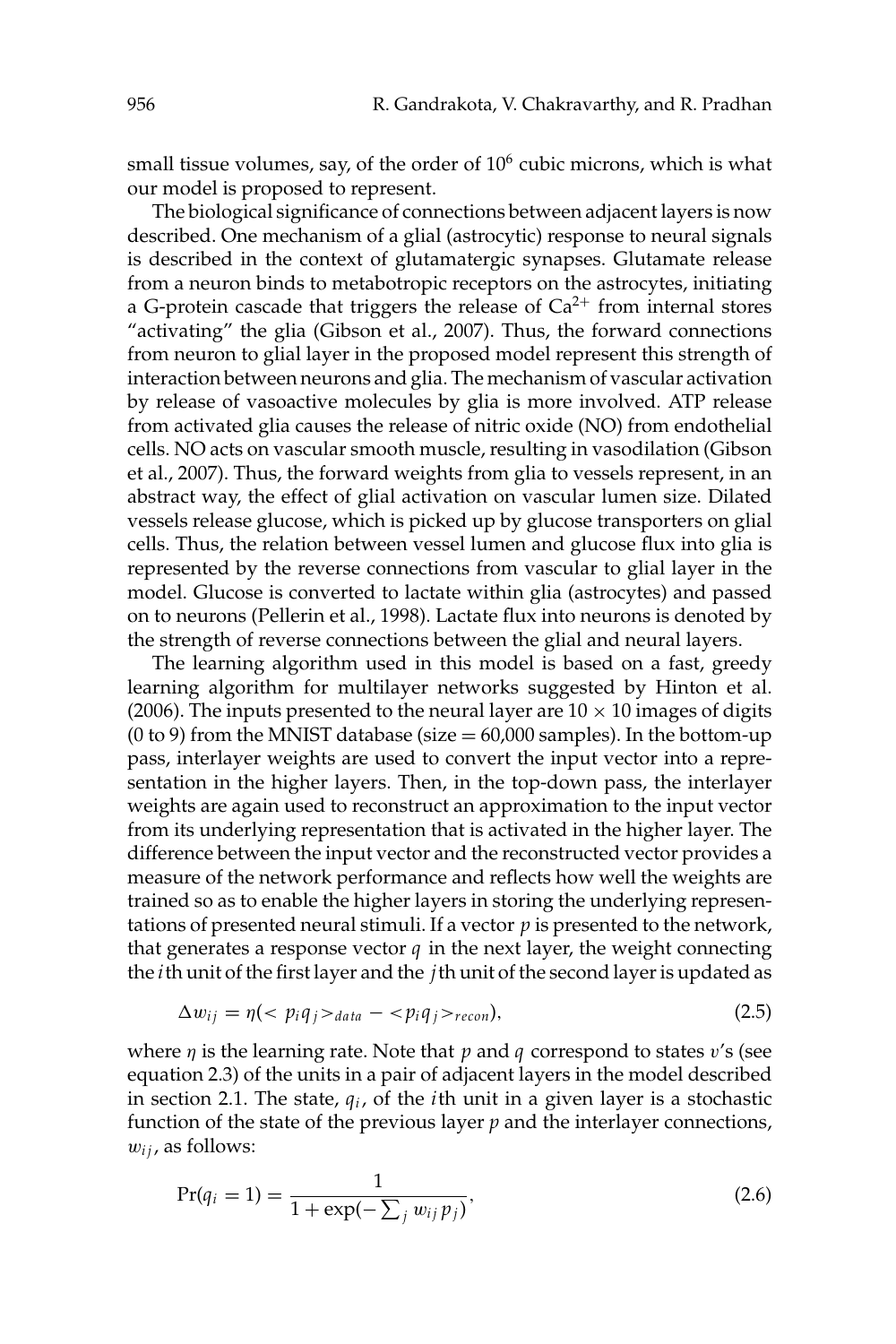small tissue volumes, say, of the order of $10^6$ cubic microns, which is what our model is proposed to represent.

The biological significance of connections between adjacent layers is now described. One mechanism of a glial (astrocytic) response to neural signals is described in the context of glutamatergic synapses. Glutamate release from a neuron binds to metabotropic receptors on the astrocytes, initiating a G-protein cascade that triggers the release of $Ca^{2+}$ from internal stores "activating" the glia (Gibson et al., 2007). Thus, the forward connections from neuron to glial layer in the proposed model represent this strength of interaction between neurons and glia. The mechanism of vascular activation by release of vasoactive molecules by glia is more involved. ATP release from activated glia causes the release of nitric oxide (NO) from endothelial cells. NO acts on vascular smooth muscle, resulting in vasodilation (Gibson et al., 2007). Thus, the forward weights from glia to vessels represent, in an abstract way, the effect of glial activation on vascular lumen size. Dilated vessels release glucose, which is picked up by glucose transporters on glial cells. Thus, the relation between vessel lumen and glucose flux into glia is represented by the reverse connections from vascular to glial layer in the model. Glucose is converted to lactate within glia (astrocytes) and passed on to neurons (Pellerin et al., 1998). Lactate flux into neurons is denoted by the strength of reverse connections between the glial and neural layers.

The learning algorithm used in this model is based on a fast, greedy learning algorithm for multilayer networks suggested by Hinton et al. (2006). The inputs presented to the neural layer are $10 \times 10$ images of digits (0 to 9) from the MNIST database (size = 60,000 samples). In the bottom-up pass, interlayer weights are used to convert the input vector into a representation in the higher layers. Then, in the top-down pass, the interlayer weights are again used to reconstruct an approximation to the input vector from its underlying representation that is activated in the higher layer. The difference between the input vector and the reconstructed vector provides a measure of the network performance and reflects how well the weights are trained so as to enable the higher layers in storing the underlying representations of presented neural stimuli. If a vector $p$ is presented to the network, that generates a response vector $q$ in the next layer, the weight connecting the $i$th unit of the first layer and the $j$th unit of the second layer is updated as

$$\Delta w_{ij} = \eta(< p_i q_j >_{data} - < p_i q_j >_{recon}), \tag{2.5}$$

where $\eta$ is the learning rate. Note that $p$ and $q$ correspond to states $v$'s (see equation 2.3) of the units in a pair of adjacent layers in the model described in section 2.1. The state, $q_i$, of the $i$th unit in a given layer is a stochastic function of the state of the previous layer $p$ and the interlayer connections, $w_{ij}$, as follows:

$$\Pr(q_i = 1) = \frac{1}{1 + \exp(-\sum_j w_{ij} p_j)}, \tag{2.6}$$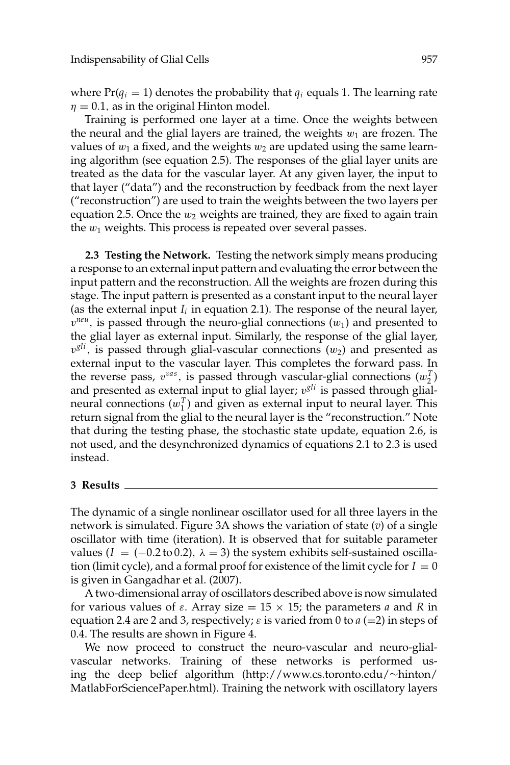where $\Pr(q_i = 1)$ denotes the probability that $q_i$ equals 1. The learning rate $\eta = 0.1$, as in the original Hinton model.

Training is performed one layer at a time. Once the weights between the neural and the glial layers are trained, the weights $w_1$ are frozen. The values of $w_1$ a fixed, and the weights $w_2$ are updated using the same learning algorithm (see equation 2.5). The responses of the glial layer units are treated as the data for the vascular layer. At any given layer, the input to that layer ("data") and the reconstruction by feedback from the next layer ("reconstruction") are used to train the weights between the two layers per equation 2.5. Once the $w_2$ weights are trained, they are fixed to again train the $w_1$ weights. This process is repeated over several passes.

**2.3 Testing the Network.** Testing the network simply means producing a response to an external input pattern and evaluating the error between the input pattern and the reconstruction. All the weights are frozen during this stage. The input pattern is presented as a constant input to the neural layer (as the external input $I_i$ in equation 2.1). The response of the neural layer, $v^{neu}$, is passed through the neuro-glial connections ($w_1$) and presented to the glial layer as external input. Similarly, the response of the glial layer, $v^{gli}$, is passed through glial-vascular connections ($w_2$) and presented as external input to the vascular layer. This completes the forward pass. In the reverse pass, $v^{vas}$, is passed through vascular-glial connections ($w_2^T$) and presented as external input to glial layer; $v^{gli}$ is passed through glial-neural connections ($w_1^T$) and given as external input to neural layer. This return signal from the glial to the neural layer is the "reconstruction." Note that during the testing phase, the stochastic state update, equation 2.6, is not used, and the desynchronized dynamics of equations 2.1 to 2.3 is used instead.

## 3 Results

The dynamic of a single nonlinear oscillator used for all three layers in the network is simulated. Figure 3A shows the variation of state ($v$) of a single oscillator with time (iteration). It is observed that for suitable parameter values ($I = (-0.2 \text{ to } 0.2)$, $\lambda = 3$) the system exhibits self-sustained oscillation (limit cycle), and a formal proof for existence of the limit cycle for $I = 0$ is given in Gangadhar et al. (2007).

A two-dimensional array of oscillators described above is now simulated for various values of $\varepsilon$. Array size $= 15 \times 15$; the parameters $a$ and $R$ in equation 2.4 are 2 and 3, respectively; $\varepsilon$ is varied from 0 to $a$ (=2) in steps of 0.4. The results are shown in Figure 4.

We now proceed to construct the neuro-vascular and neuro-glial-vascular networks. Training of these networks is performed using the deep belief algorithm (http://www.cs.toronto.edu/~hinton/MatlabForSciencePaper.html). Training the network with oscillatory layers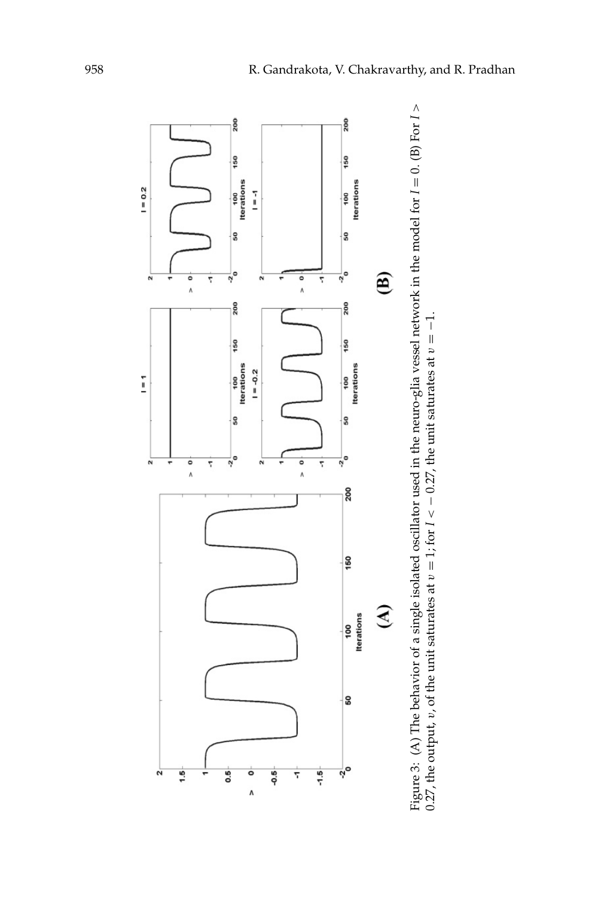Figure 3: (A) The behavior of a single isolated oscillator used in the neuro-glia vessel network in the model for $I = 0$. (B) For $I > 0.27$, the output, $v$, of the unit saturates at $v = 1$; for $I < -0.27$, the unit saturates at $v = -1$.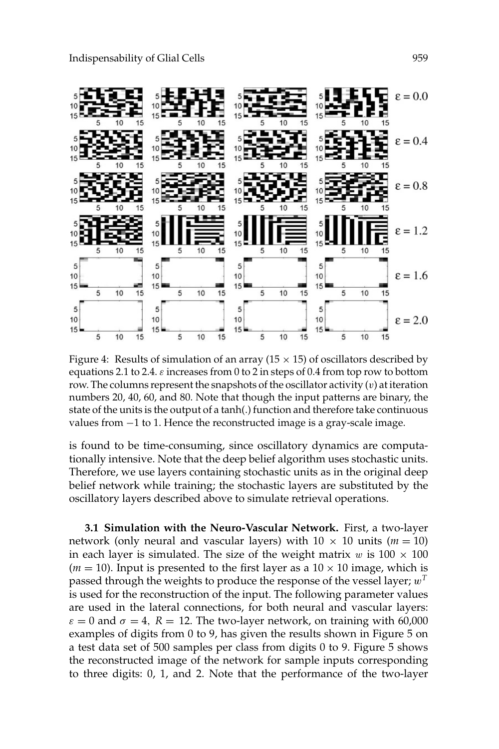Figure 4: Results of simulation of an array (15 × 15) of oscillators described by equations 2.1 to 2.4. $\varepsilon$ increases from 0 to 2 in steps of 0.4 from top row to bottom row. The columns represent the snapshots of the oscillator activity ($v$) at iteration numbers 20, 40, 60, and 80. Note that though the input patterns are binary, the state of the units is the output of a tanh(.) function and therefore take continuous values from −1 to 1. Hence the reconstructed image is a gray-scale image.

is found to be time-consuming, since oscillatory dynamics are computationally intensive. Note that the deep belief algorithm uses stochastic units. Therefore, we use layers containing stochastic units as in the original deep belief network while training; the stochastic layers are substituted by the oscillatory layers described above to simulate retrieval operations.

**3.1 Simulation with the Neuro-Vascular Network.** First, a two-layer network (only neural and vascular layers) with 10 × 10 units ($m = 10$) in each layer is simulated. The size of the weight matrix $w$ is 100 × 100 ($m = 10$). Input is presented to the first layer as a 10 × 10 image, which is passed through the weights to produce the response of the vessel layer; $w^T$ is used for the reconstruction of the input. The following parameter values are used in the lateral connections, for both neural and vascular layers: $\varepsilon = 0$ and $\sigma = 4$, $R = 12$. The two-layer network, on training with 60,000 examples of digits from 0 to 9, has given the results shown in Figure 5 on a test data set of 500 samples per class from digits 0 to 9. Figure 5 shows the reconstructed image of the network for sample inputs corresponding to three digits: 0, 1, and 2. Note that the performance of the two-layer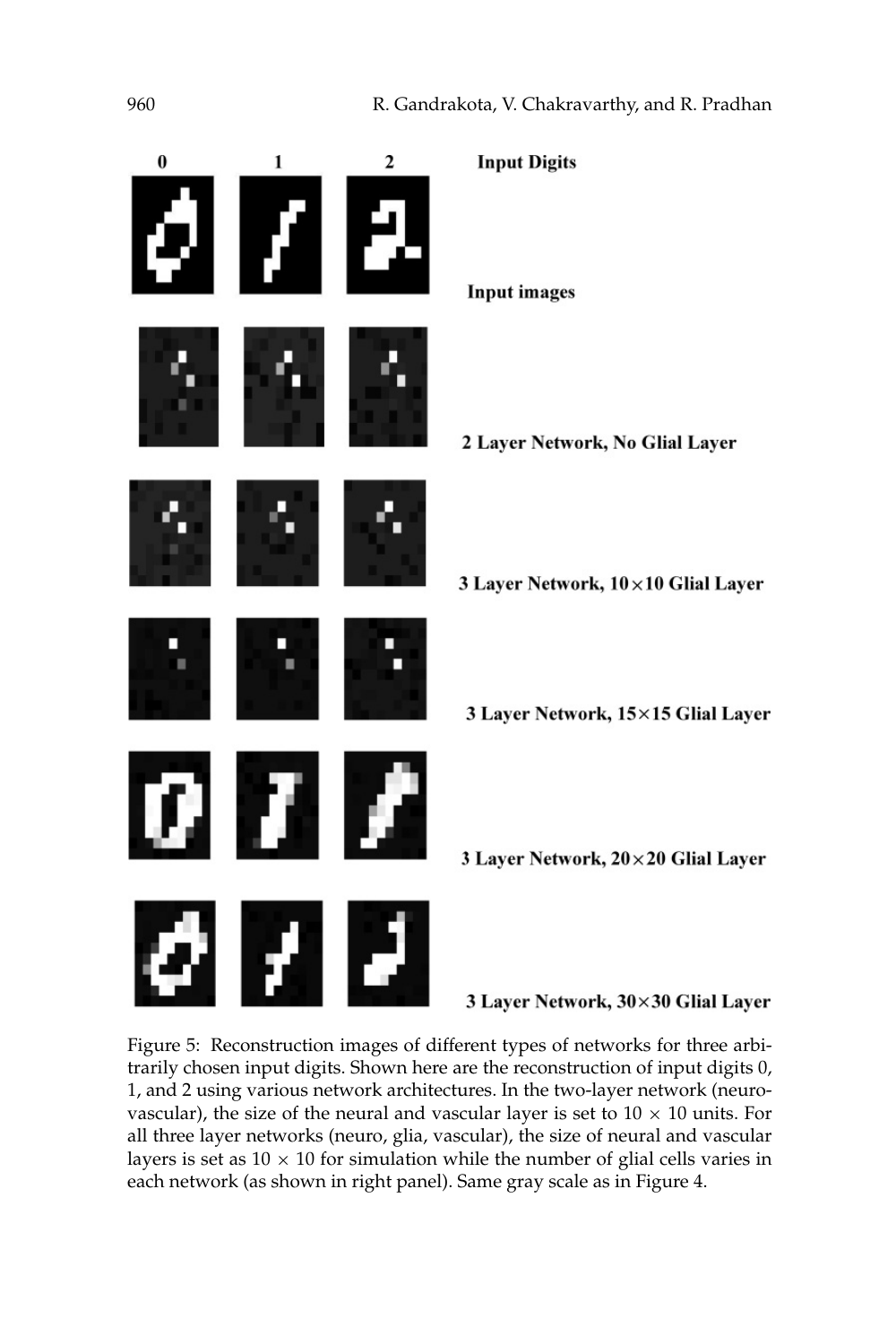Input Digits

0 1 2

Input images

2 Layer Network, No Glial Layer

3 Layer Network, 10×10 Glial Layer

3 Layer Network, 15×15 Glial Layer

3 Layer Network, 20×20 Glial Layer

3 Layer Network, 30×30 Glial Layer

Figure 5: Reconstruction images of different types of networks for three arbitrarily chosen input digits. Shown here are the reconstruction of input digits 0, 1, and 2 using various network architectures. In the two-layer network (neurovascular), the size of the neural and vascular layer is set to $10 \times 10$ units. For all three layer networks (neuro, glia, vascular), the size of neural and vascular layers is set as $10 \times 10$ for simulation while the number of glial cells varies in each network (as shown in right panel). Same gray scale as in Figure 4.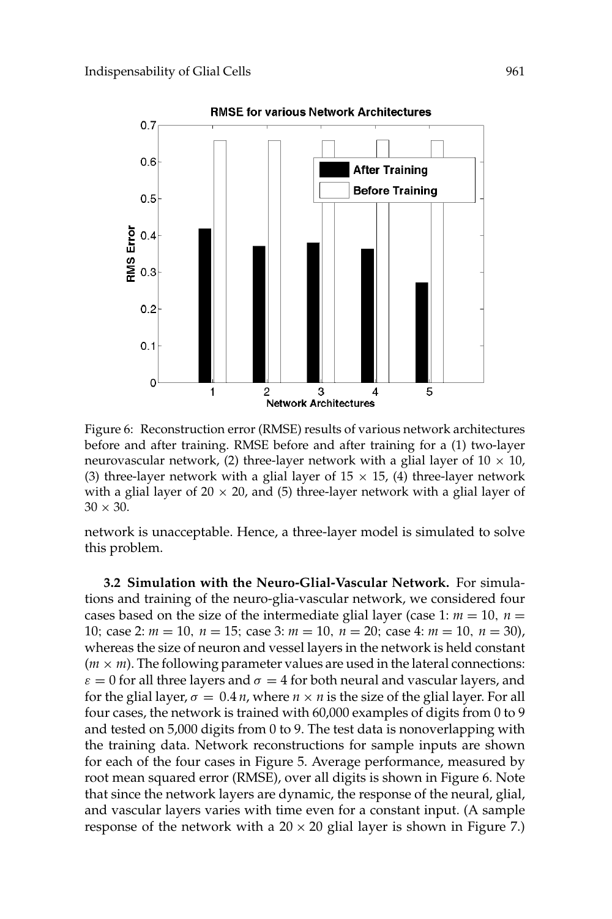Figure 6: Reconstruction error (RMSE) results of various network architectures before and after training. RMSE before and after training for a (1) two-layer neurovascular network, (2) three-layer network with a glial layer of $10 \times 10$, (3) three-layer network with a glial layer of $15 \times 15$, (4) three-layer network with a glial layer of $20 \times 20$, and (5) three-layer network with a glial layer of $30 \times 30$.

network is unacceptable. Hence, a three-layer model is simulated to solve this problem.

**3.2 Simulation with the Neuro-Glial-Vascular Network.** For simulations and training of the neuro-glia-vascular network, we considered four cases based on the size of the intermediate glial layer (case 1: $m = 10,\ n = 10$; case 2: $m = 10,\ n = 15$; case 3: $m = 10,\ n = 20$; case 4: $m = 10,\ n = 30$), whereas the size of neuron and vessel layers in the network is held constant ($m \times m$). The following parameter values are used in the lateral connections: $\varepsilon = 0$ for all three layers and $\sigma = 4$ for both neural and vascular layers, and for the glial layer, $\sigma = 0.4\,n$, where $n \times n$ is the size of the glial layer. For all four cases, the network is trained with 60,000 examples of digits from 0 to 9 and tested on 5,000 digits from 0 to 9. The test data is nonoverlapping with the training data. Network reconstructions for sample inputs are shown for each of the four cases in Figure 5. Average performance, measured by root mean squared error (RMSE), over all digits is shown in Figure 6. Note that since the network layers are dynamic, the response of the neural, glial, and vascular layers varies with time even for a constant input. (A sample response of the network with a $20 \times 20$ glial layer is shown in Figure 7.)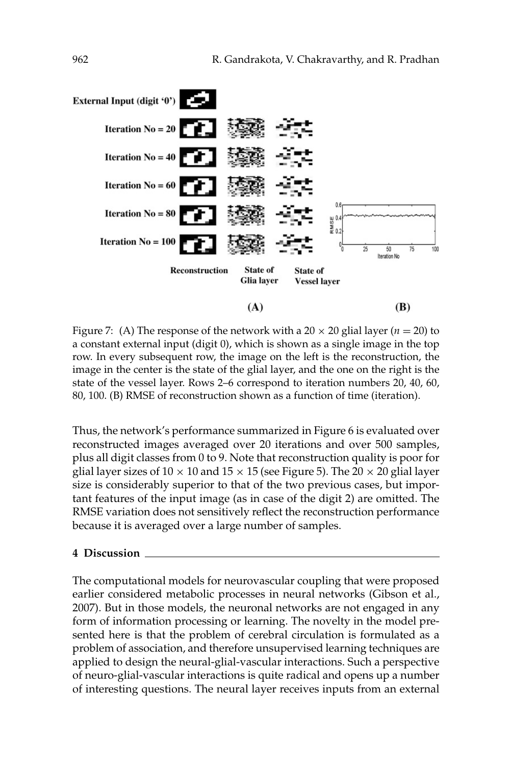Figure 7: (A) The response of the network with a $20 \times 20$ glial layer ($n = 20$) to a constant external input (digit 0), which is shown as a single image in the top row. In every subsequent row, the image on the left is the reconstruction, the image in the center is the state of the glial layer, and the one on the right is the state of the vessel layer. Rows 2–6 correspond to iteration numbers 20, 40, 60, 80, 100. (B) RMSE of reconstruction shown as a function of time (iteration).

Thus, the network's performance summarized in Figure 6 is evaluated over reconstructed images averaged over 20 iterations and over 500 samples, plus all digit classes from 0 to 9. Note that reconstruction quality is poor for glial layer sizes of $10 \times 10$ and $15 \times 15$ (see Figure 5). The $20 \times 20$ glial layer size is considerably superior to that of the two previous cases, but important features of the input image (as in case of the digit 2) are omitted. The RMSE variation does not sensitively reflect the reconstruction performance because it is averaged over a large number of samples.

## 4 Discussion

The computational models for neurovascular coupling that were proposed earlier considered metabolic processes in neural networks (Gibson et al., 2007). But in those models, the neuronal networks are not engaged in any form of information processing or learning. The novelty in the model presented here is that the problem of cerebral circulation is formulated as a problem of association, and therefore unsupervised learning techniques are applied to design the neural-glial-vascular interactions. Such a perspective of neuro-glial-vascular interactions is quite radical and opens up a number of interesting questions. The neural layer receives inputs from an external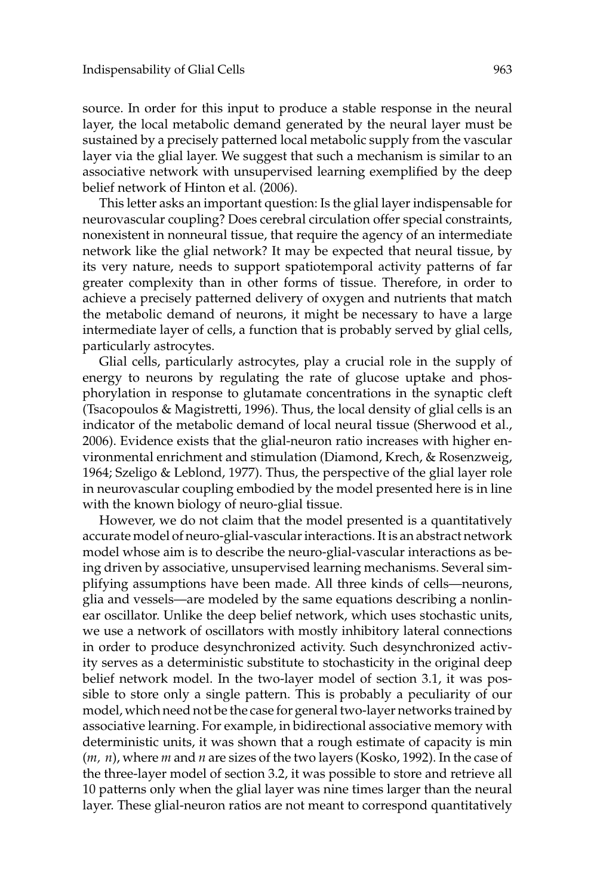source. In order for this input to produce a stable response in the neural layer, the local metabolic demand generated by the neural layer must be sustained by a precisely patterned local metabolic supply from the vascular layer via the glial layer. We suggest that such a mechanism is similar to an associative network with unsupervised learning exemplified by the deep belief network of Hinton et al. (2006).

This letter asks an important question: Is the glial layer indispensable for neurovascular coupling? Does cerebral circulation offer special constraints, nonexistent in nonneural tissue, that require the agency of an intermediate network like the glial network? It may be expected that neural tissue, by its very nature, needs to support spatiotemporal activity patterns of far greater complexity than in other forms of tissue. Therefore, in order to achieve a precisely patterned delivery of oxygen and nutrients that match the metabolic demand of neurons, it might be necessary to have a large intermediate layer of cells, a function that is probably served by glial cells, particularly astrocytes.

Glial cells, particularly astrocytes, play a crucial role in the supply of energy to neurons by regulating the rate of glucose uptake and phosphorylation in response to glutamate concentrations in the synaptic cleft (Tsacopoulos & Magistretti, 1996). Thus, the local density of glial cells is an indicator of the metabolic demand of local neural tissue (Sherwood et al., 2006). Evidence exists that the glial-neuron ratio increases with higher environmental enrichment and stimulation (Diamond, Krech, & Rosenzweig, 1964; Szeligo & Leblond, 1977). Thus, the perspective of the glial layer role in neurovascular coupling embodied by the model presented here is in line with the known biology of neuro-glial tissue.

However, we do not claim that the model presented is a quantitatively accurate model of neuro-glial-vascular interactions. It is an abstract network model whose aim is to describe the neuro-glial-vascular interactions as being driven by associative, unsupervised learning mechanisms. Several simplifying assumptions have been made. All three kinds of cells—neurons, glia and vessels—are modeled by the same equations describing a nonlinear oscillator. Unlike the deep belief network, which uses stochastic units, we use a network of oscillators with mostly inhibitory lateral connections in order to produce desynchronized activity. Such desynchronized activity serves as a deterministic substitute to stochasticity in the original deep belief network model. In the two-layer model of section 3.1, it was possible to store only a single pattern. This is probably a peculiarity of our model, which need not be the case for general two-layer networks trained by associative learning. For example, in bidirectional associative memory with deterministic units, it was shown that a rough estimate of capacity is min $(m, n)$, where $m$ and $n$ are sizes of the two layers (Kosko, 1992). In the case of the three-layer model of section 3.2, it was possible to store and retrieve all 10 patterns only when the glial layer was nine times larger than the neural layer. These glial-neuron ratios are not meant to correspond quantitatively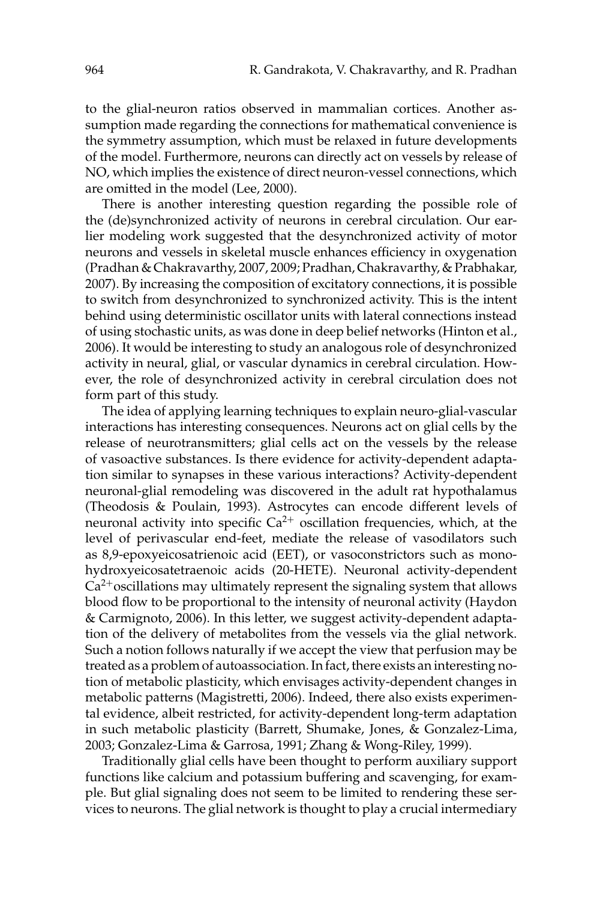to the glial-neuron ratios observed in mammalian cortices. Another assumption made regarding the connections for mathematical convenience is the symmetry assumption, which must be relaxed in future developments of the model. Furthermore, neurons can directly act on vessels by release of NO, which implies the existence of direct neuron-vessel connections, which are omitted in the model (Lee, 2000).

There is another interesting question regarding the possible role of the (de)synchronized activity of neurons in cerebral circulation. Our earlier modeling work suggested that the desynchronized activity of motor neurons and vessels in skeletal muscle enhances efficiency in oxygenation (Pradhan & Chakravarthy, 2007, 2009; Pradhan, Chakravarthy, & Prabhakar, 2007). By increasing the composition of excitatory connections, it is possible to switch from desynchronized to synchronized activity. This is the intent behind using deterministic oscillator units with lateral connections instead of using stochastic units, as was done in deep belief networks (Hinton et al., 2006). It would be interesting to study an analogous role of desynchronized activity in neural, glial, or vascular dynamics in cerebral circulation. However, the role of desynchronized activity in cerebral circulation does not form part of this study.

The idea of applying learning techniques to explain neuro-glial-vascular interactions has interesting consequences. Neurons act on glial cells by the release of neurotransmitters; glial cells act on the vessels by the release of vasoactive substances. Is there evidence for activity-dependent adaptation similar to synapses in these various interactions? Activity-dependent neuronal-glial remodeling was discovered in the adult rat hypothalamus (Theodosis & Poulain, 1993). Astrocytes can encode different levels of neuronal activity into specific $Ca^{2+}$ oscillation frequencies, which, at the level of perivascular end-feet, mediate the release of vasodilators such as 8,9-epoxyeicosatrienoic acid (EET), or vasoconstrictors such as monohydroxyeicosatetraenoic acids (20-HETE). Neuronal activity-dependent $Ca^{2+}$oscillations may ultimately represent the signaling system that allows blood flow to be proportional to the intensity of neuronal activity (Haydon & Carmignoto, 2006). In this letter, we suggest activity-dependent adaptation of the delivery of metabolites from the vessels via the glial network. Such a notion follows naturally if we accept the view that perfusion may be treated as a problem of autoassociation. In fact, there exists an interesting notion of metabolic plasticity, which envisages activity-dependent changes in metabolic patterns (Magistretti, 2006). Indeed, there also exists experimental evidence, albeit restricted, for activity-dependent long-term adaptation in such metabolic plasticity (Barrett, Shumake, Jones, & Gonzalez-Lima, 2003; Gonzalez-Lima & Garrosa, 1991; Zhang & Wong-Riley, 1999).

Traditionally glial cells have been thought to perform auxiliary support functions like calcium and potassium buffering and scavenging, for example. But glial signaling does not seem to be limited to rendering these services to neurons. The glial network is thought to play a crucial intermediary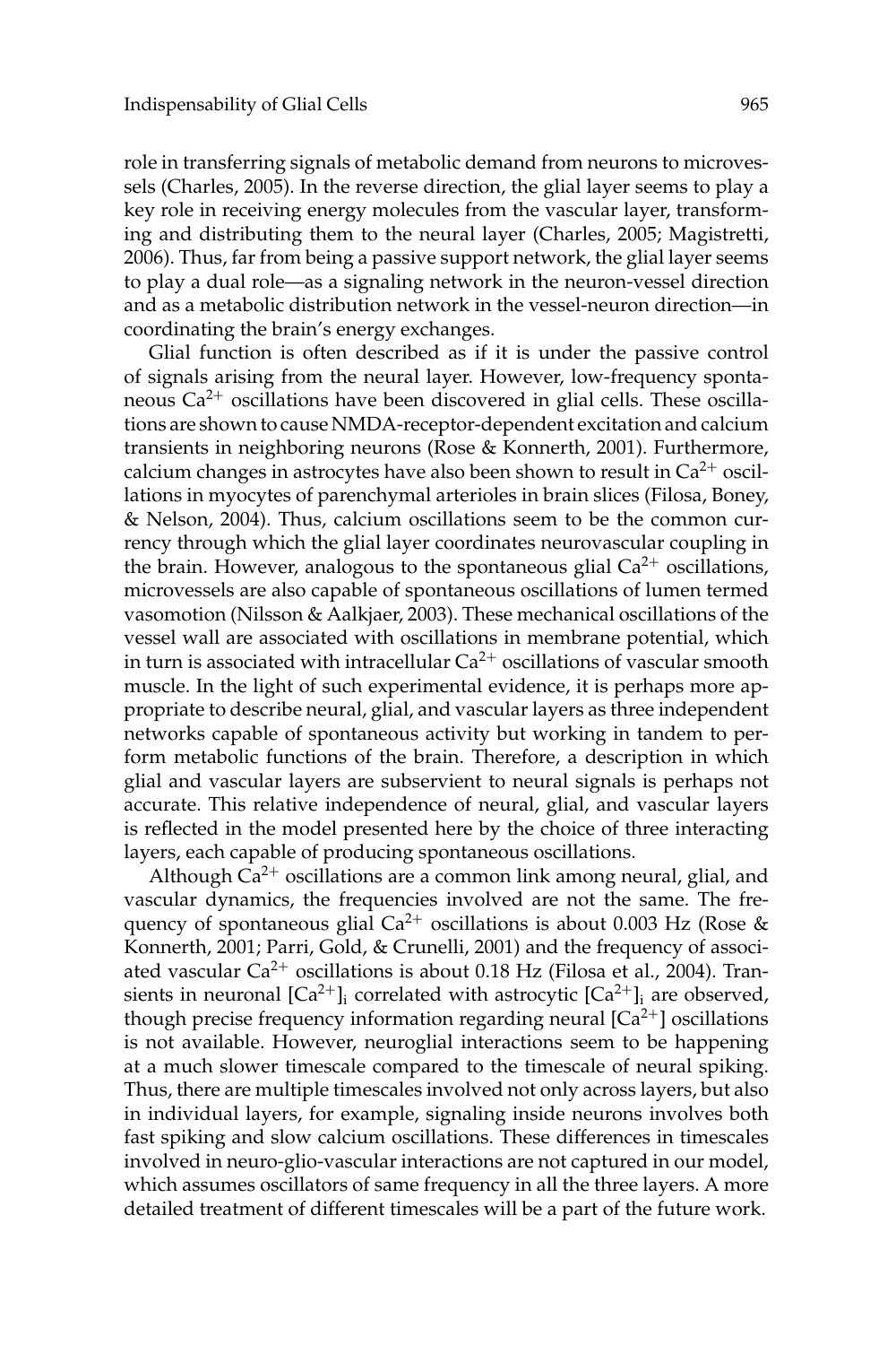role in transferring signals of metabolic demand from neurons to microvessels (Charles, 2005). In the reverse direction, the glial layer seems to play a key role in receiving energy molecules from the vascular layer, transforming and distributing them to the neural layer (Charles, 2005; Magistretti, 2006). Thus, far from being a passive support network, the glial layer seems to play a dual role—as a signaling network in the neuron-vessel direction and as a metabolic distribution network in the vessel-neuron direction—in coordinating the brain's energy exchanges.

Glial function is often described as if it is under the passive control of signals arising from the neural layer. However, low-frequency spontaneous $Ca^{2+}$ oscillations have been discovered in glial cells. These oscillations are shown to cause NMDA-receptor-dependent excitation and calcium transients in neighboring neurons (Rose & Konnerth, 2001). Furthermore, calcium changes in astrocytes have also been shown to result in $Ca^{2+}$ oscillations in myocytes of parenchymal arterioles in brain slices (Filosa, Boney, & Nelson, 2004). Thus, calcium oscillations seem to be the common currency through which the glial layer coordinates neurovascular coupling in the brain. However, analogous to the spontaneous glial $Ca^{2+}$ oscillations, microvessels are also capable of spontaneous oscillations of lumen termed vasomotion (Nilsson & Aalkjaer, 2003). These mechanical oscillations of the vessel wall are associated with oscillations in membrane potential, which in turn is associated with intracellular $Ca^{2+}$ oscillations of vascular smooth muscle. In the light of such experimental evidence, it is perhaps more appropriate to describe neural, glial, and vascular layers as three independent networks capable of spontaneous activity but working in tandem to perform metabolic functions of the brain. Therefore, a description in which glial and vascular layers are subservient to neural signals is perhaps not accurate. This relative independence of neural, glial, and vascular layers is reflected in the model presented here by the choice of three interacting layers, each capable of producing spontaneous oscillations.

Although $Ca^{2+}$ oscillations are a common link among neural, glial, and vascular dynamics, the frequencies involved are not the same. The frequency of spontaneous glial $Ca^{2+}$ oscillations is about 0.003 Hz (Rose & Konnerth, 2001; Parri, Gold, & Crunelli, 2001) and the frequency of associated vascular $Ca^{2+}$ oscillations is about 0.18 Hz (Filosa et al., 2004). Transients in neuronal $[Ca^{2+}]_i$ correlated with astrocytic $[Ca^{2+}]_i$ are observed, though precise frequency information regarding neural $[Ca^{2+}]$ oscillations is not available. However, neuroglial interactions seem to be happening at a much slower timescale compared to the timescale of neural spiking. Thus, there are multiple timescales involved not only across layers, but also in individual layers, for example, signaling inside neurons involves both fast spiking and slow calcium oscillations. These differences in timescales involved in neuro-glio-vascular interactions are not captured in our model, which assumes oscillators of same frequency in all the three layers. A more detailed treatment of different timescales will be a part of the future work.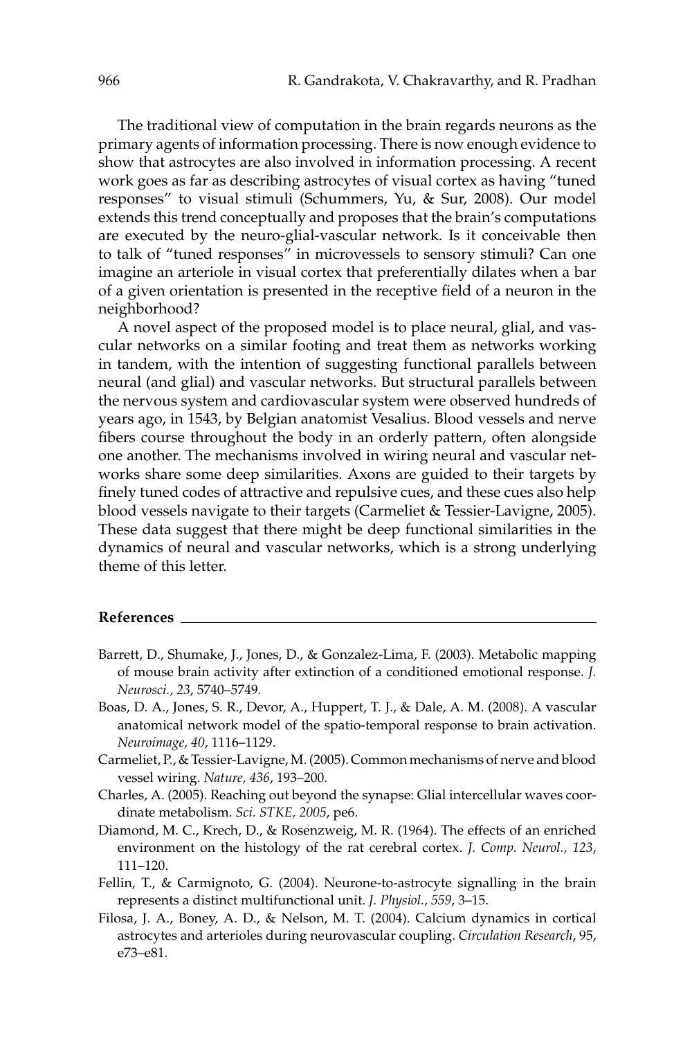The traditional view of computation in the brain regards neurons as the primary agents of information processing. There is now enough evidence to show that astrocytes are also involved in information processing. A recent work goes as far as describing astrocytes of visual cortex as having "tuned responses" to visual stimuli (Schummers, Yu, & Sur, 2008). Our model extends this trend conceptually and proposes that the brain's computations are executed by the neuro-glial-vascular network. Is it conceivable then to talk of "tuned responses" in microvessels to sensory stimuli? Can one imagine an arteriole in visual cortex that preferentially dilates when a bar of a given orientation is presented in the receptive field of a neuron in the neighborhood?

A novel aspect of the proposed model is to place neural, glial, and vascular networks on a similar footing and treat them as networks working in tandem, with the intention of suggesting functional parallels between neural (and glial) and vascular networks. But structural parallels between the nervous system and cardiovascular system were observed hundreds of years ago, in 1543, by Belgian anatomist Vesalius. Blood vessels and nerve fibers course throughout the body in an orderly pattern, often alongside one another. The mechanisms involved in wiring neural and vascular networks share some deep similarities. Axons are guided to their targets by finely tuned codes of attractive and repulsive cues, and these cues also help blood vessels navigate to their targets (Carmeliet & Tessier-Lavigne, 2005). These data suggest that there might be deep functional similarities in the dynamics of neural and vascular networks, which is a strong underlying theme of this letter.

## References

Barrett, D., Shumake, J., Jones, D., & Gonzalez-Lima, F. (2003). Metabolic mapping of mouse brain activity after extinction of a conditioned emotional response. *J. Neurosci., 23*, 5740–5749.

Boas, D. A., Jones, S. R., Devor, A., Huppert, T. J., & Dale, A. M. (2008). A vascular anatomical network model of the spatio-temporal response to brain activation. *Neuroimage, 40*, 1116–1129.

Carmeliet, P., & Tessier-Lavigne, M. (2005). Common mechanisms of nerve and blood vessel wiring. *Nature, 436*, 193–200.

Charles, A. (2005). Reaching out beyond the synapse: Glial intercellular waves coordinate metabolism. *Sci. STKE, 2005*, pe6.

Diamond, M. C., Krech, D., & Rosenzweig, M. R. (1964). The effects of an enriched environment on the histology of the rat cerebral cortex. *J. Comp. Neurol., 123*, 111–120.

Fellin, T., & Carmignoto, G. (2004). Neurone-to-astrocyte signalling in the brain represents a distinct multifunctional unit. *J. Physiol., 559*, 3–15.

Filosa, J. A., Boney, A. D., & Nelson, M. T. (2004). Calcium dynamics in cortical astrocytes and arterioles during neurovascular coupling. *Circulation Research*, 95, e73–e81.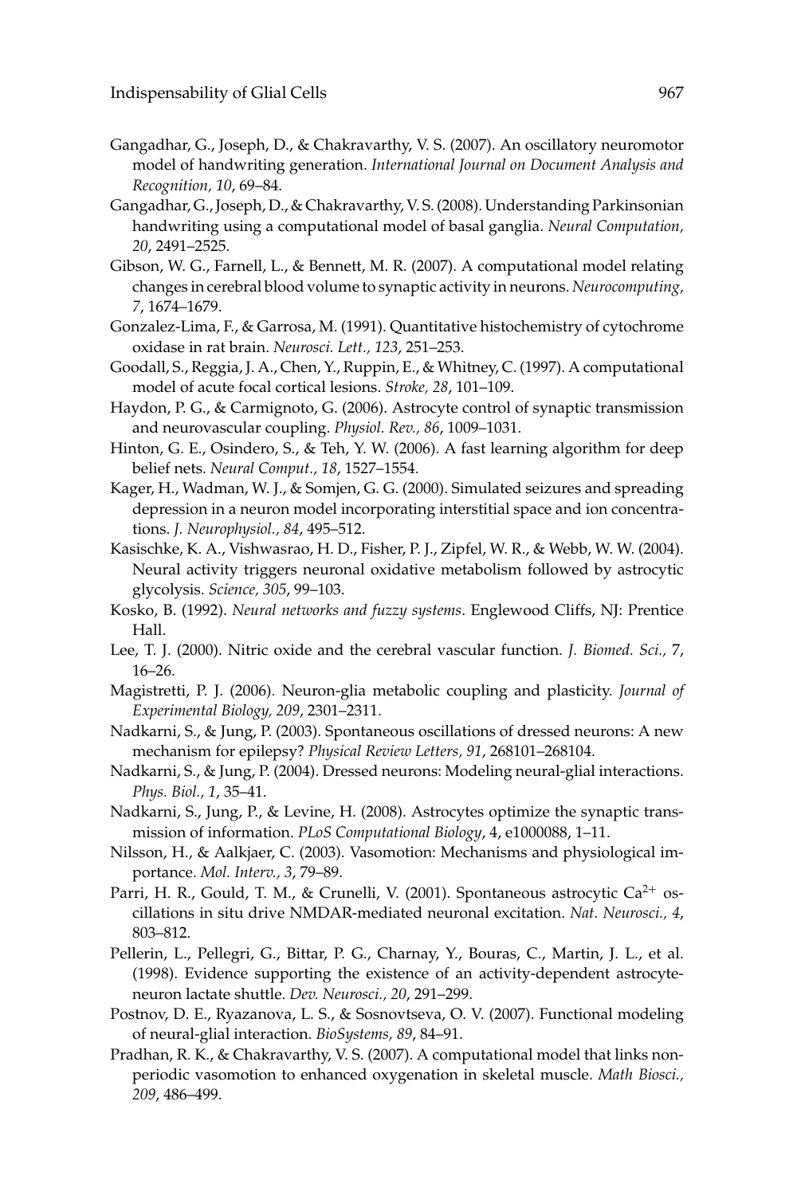Gangadhar, G., Joseph, D., & Chakravarthy, V. S. (2007). An oscillatory neuromotor model of handwriting generation. *International Journal on Document Analysis and Recognition, 10*, 69–84.

Gangadhar, G., Joseph, D., & Chakravarthy, V. S. (2008). Understanding Parkinsonian handwriting using a computational model of basal ganglia. *Neural Computation, 20*, 2491–2525.

Gibson, W. G., Farnell, L., & Bennett, M. R. (2007). A computational model relating changes in cerebral blood volume to synaptic activity in neurons. *Neurocomputing, 7*, 1674–1679.

Gonzalez-Lima, F., & Garrosa, M. (1991). Quantitative histochemistry of cytochrome oxidase in rat brain. *Neurosci. Lett., 123*, 251–253.

Goodall, S., Reggia, J. A., Chen, Y., Ruppin, E., & Whitney, C. (1997). A computational model of acute focal cortical lesions. *Stroke, 28*, 101–109.

Haydon, P. G., & Carmignoto, G. (2006). Astrocyte control of synaptic transmission and neurovascular coupling. *Physiol. Rev., 86*, 1009–1031.

Hinton, G. E., Osindero, S., & Teh, Y. W. (2006). A fast learning algorithm for deep belief nets. *Neural Comput., 18*, 1527–1554.

Kager, H., Wadman, W. J., & Somjen, G. G. (2000). Simulated seizures and spreading depression in a neuron model incorporating interstitial space and ion concentrations. *J. Neurophysiol., 84*, 495–512.

Kasischke, K. A., Vishwasrao, H. D., Fisher, P. J., Zipfel, W. R., & Webb, W. W. (2004). Neural activity triggers neuronal oxidative metabolism followed by astrocytic glycolysis. *Science, 305*, 99–103.

Kosko, B. (1992). *Neural networks and fuzzy systems*. Englewood Cliffs, NJ: Prentice Hall.

Lee, T. J. (2000). Nitric oxide and the cerebral vascular function. *J. Biomed. Sci., 7*, 16–26.

Magistretti, P. J. (2006). Neuron-glia metabolic coupling and plasticity. *Journal of Experimental Biology, 209*, 2301–2311.

Nadkarni, S., & Jung, P. (2003). Spontaneous oscillations of dressed neurons: A new mechanism for epilepsy? *Physical Review Letters, 91*, 268101–268104.

Nadkarni, S., & Jung, P. (2004). Dressed neurons: Modeling neural-glial interactions. *Phys. Biol., 1*, 35–41.

Nadkarni, S., Jung, P., & Levine, H. (2008). Astrocytes optimize the synaptic transmission of information. *PLoS Computational Biology*, 4, e1000088, 1–11.

Nilsson, H., & Aalkjaer, C. (2003). Vasomotion: Mechanisms and physiological importance. *Mol. Interv., 3*, 79–89.

Parri, H. R., Gould, T. M., & Crunelli, V. (2001). Spontaneous astrocytic $Ca^{2+}$ oscillations in situ drive NMDAR-mediated neuronal excitation. *Nat. Neurosci., 4*, 803–812.

Pellerin, L., Pellegri, G., Bittar, P. G., Charnay, Y., Bouras, C., Martin, J. L., et al. (1998). Evidence supporting the existence of an activity-dependent astrocyte-neuron lactate shuttle. *Dev. Neurosci., 20*, 291–299.

Postnov, D. E., Ryazanova, L. S., & Sosnovtseva, O. V. (2007). Functional modeling of neural-glial interaction. *BioSystems, 89*, 84–91.

Pradhan, R. K., & Chakravarthy, V. S. (2007). A computational model that links non-periodic vasomotion to enhanced oxygenation in skeletal muscle. *Math Biosci., 209*, 486–499.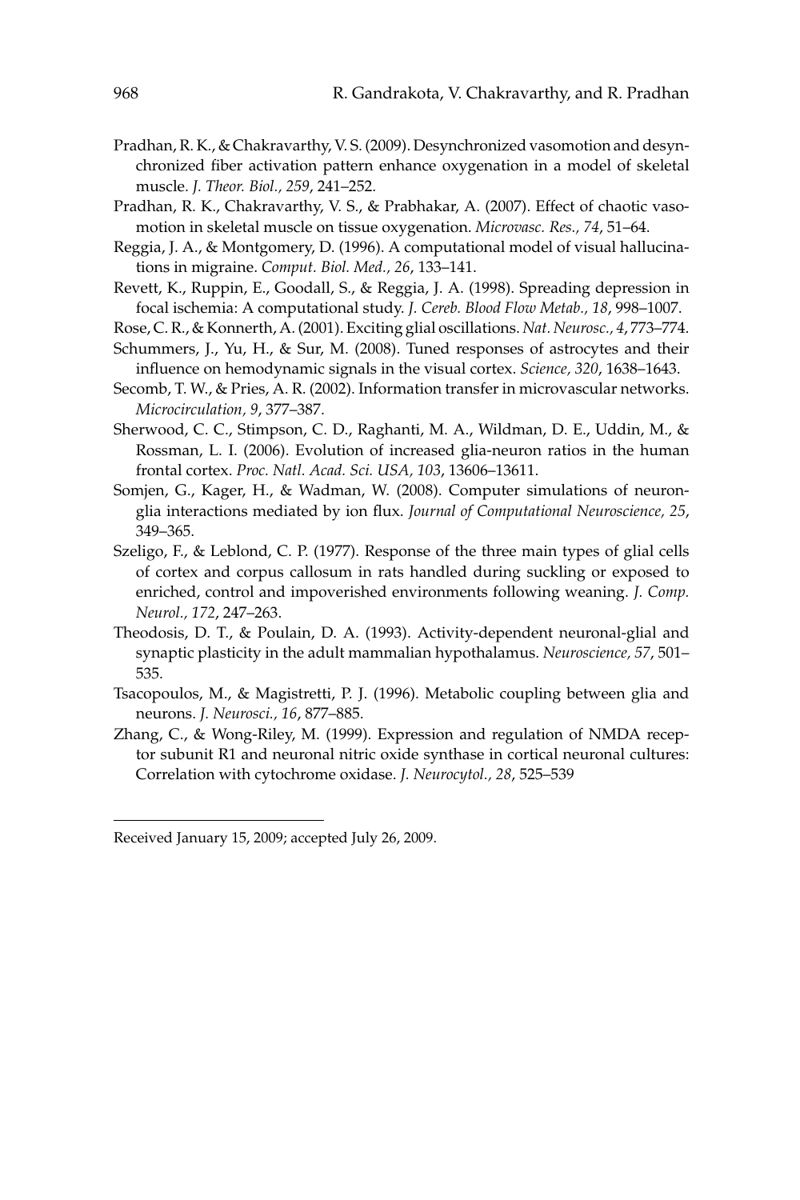Pradhan, R. K., & Chakravarthy, V. S. (2009). Desynchronized vasomotion and desynchronized fiber activation pattern enhance oxygenation in a model of skeletal muscle. *J. Theor. Biol., 259*, 241–252.

Pradhan, R. K., Chakravarthy, V. S., & Prabhakar, A. (2007). Effect of chaotic vasomotion in skeletal muscle on tissue oxygenation. *Microvasc. Res., 74*, 51–64.

Reggia, J. A., & Montgomery, D. (1996). A computational model of visual hallucinations in migraine. *Comput. Biol. Med., 26*, 133–141.

Revett, K., Ruppin, E., Goodall, S., & Reggia, J. A. (1998). Spreading depression in focal ischemia: A computational study. *J. Cereb. Blood Flow Metab., 18*, 998–1007.

Rose, C. R., & Konnerth, A. (2001). Exciting glial oscillations. *Nat. Neurosc., 4*, 773–774.

Schummers, J., Yu, H., & Sur, M. (2008). Tuned responses of astrocytes and their influence on hemodynamic signals in the visual cortex. *Science, 320*, 1638–1643.

Secomb, T. W., & Pries, A. R. (2002). Information transfer in microvascular networks. *Microcirculation, 9*, 377–387.

Sherwood, C. C., Stimpson, C. D., Raghanti, M. A., Wildman, D. E., Uddin, M., & Rossman, L. I. (2006). Evolution of increased glia-neuron ratios in the human frontal cortex. *Proc. Natl. Acad. Sci. USA, 103*, 13606–13611.

Somjen, G., Kager, H., & Wadman, W. (2008). Computer simulations of neuron-glia interactions mediated by ion flux. *Journal of Computational Neuroscience, 25*, 349–365.

Szeligo, F., & Leblond, C. P. (1977). Response of the three main types of glial cells of cortex and corpus callosum in rats handled during suckling or exposed to enriched, control and impoverished environments following weaning. *J. Comp. Neurol., 172*, 247–263.

Theodosis, D. T., & Poulain, D. A. (1993). Activity-dependent neuronal-glial and synaptic plasticity in the adult mammalian hypothalamus. *Neuroscience, 57*, 501–535.

Tsacopoulos, M., & Magistretti, P. J. (1996). Metabolic coupling between glia and neurons. *J. Neurosci., 16*, 877–885.

Zhang, C., & Wong-Riley, M. (1999). Expression and regulation of NMDA receptor subunit R1 and neuronal nitric oxide synthase in cortical neuronal cultures: Correlation with cytochrome oxidase. *J. Neurocytol., 28*, 525–539

---

Received January 15, 2009; accepted July 26, 2009.